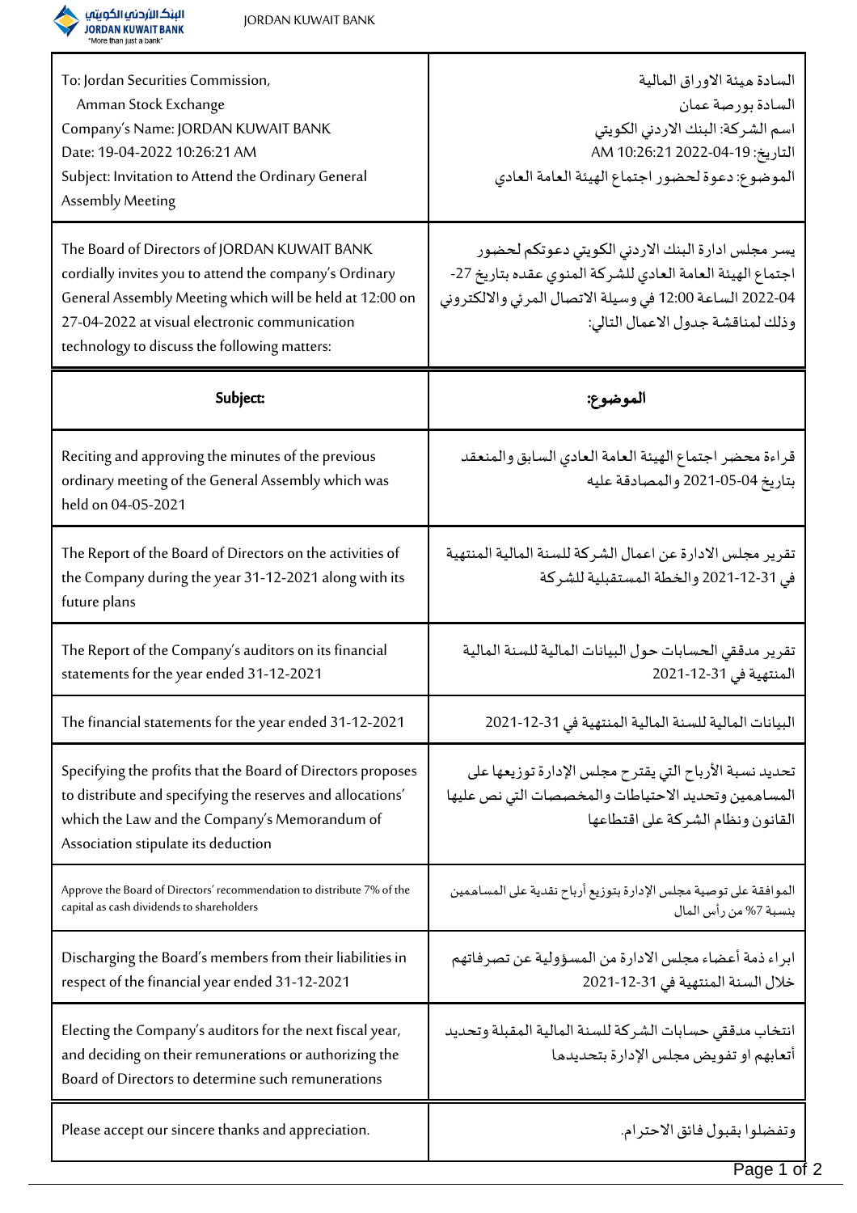JORDAN KUWAIT BANK

| To: Jordan Securities Commission,<br>Amman Stock Exchange<br>Company's Name: JORDAN KUWAIT BANK<br>Date: 19-04-2022 10:26:21 AM<br>Subject: Invitation to Attend the Ordinary General Assembly Meeting | السادة هيئة الاوراق المالية<br>السادة بورصة عمان<br>اسم الشركة: البنك الاردني الكويتي<br>التاريخ: 19-04-2022 10:26:21 AM<br>الموضوع: دعوة لحضور اجتماع الهيئة العامة العادي |
|---|---|
| The Board of Directors of JORDAN KUWAIT BANK cordially invites you to attend the company's Ordinary General Assembly Meeting which will be held at 12:00 on 27-04-2022 at visual electronic communication technology to discuss the following matters: | يسر مجلس ادارة البنك الاردني الكويتي دعوتكم لحضور اجتماع الهيئة العامة العادي للشركة المنوي عقده بتاريخ 27-04-2022 الساعة 12:00 في وسيلة الاتصال المرئي والالكتروني وذلك لمناقشة جدول الاعمال التالي: |
| **Subject:** | **الموضوع:** |
| Reciting and approving the minutes of the previous ordinary meeting of the General Assembly which was held on 04-05-2021 | قراءة محضر اجتماع الهيئة العامة العادي السابق والمنعقد بتاريخ 04-05-2021 والمصادقة عليه |
| The Report of the Board of Directors on the activities of the Company during the year 31-12-2021 along with its future plans | تقرير مجلس الادارة عن اعمال الشركة للسنة المالية المنتهية في 31-12-2021 والخطة المستقبلية للشركة |
| The Report of the Company's auditors on its financial statements for the year ended 31-12-2021 | تقرير مدققي الحسابات حول البيانات المالية للسنة المالية المنتهية في 31-12-2021 |
| The financial statements for the year ended 31-12-2021 | البيانات المالية للسنة المالية المنتهية في 31-12-2021 |
| Specifying the profits that the Board of Directors proposes to distribute and specifying the reserves and allocations' which the Law and the Company's Memorandum of Association stipulate its deduction | تحديد نسبة الأرباح التي يقترح مجلس الإدارة توزيعها على المساهمين وتحديد الاحتياطات والمخصصات التي نص عليها القانون ونظام الشركة على اقتطاعها |
| Approve the Board of Directors' recommendation to distribute 7% of the capital as cash dividends to shareholders | الموافقة على توصية مجلس الإدارة بتوزيع أرباح نقدية على المساهمين بنسبة 7% من رأس المال |
| Discharging the Board's members from their liabilities in respect of the financial year ended 31-12-2021 | ابراء ذمة أعضاء مجلس الادارة من المسؤولية عن تصرفاتهم خلال السنة المنتهية في 31-12-2021 |
| Electing the Company's auditors for the next fiscal year, and deciding on their remunerations or authorizing the Board of Directors to determine such remunerations | انتخاب مدققي حسابات الشركة للسنة المالية المقبلة وتحديد أتعابهم او تفويض مجلس الإدارة بتحديدها |
| Please accept our sincere thanks and appreciation. | وتفضلوا بقبول فائق الاحترام. |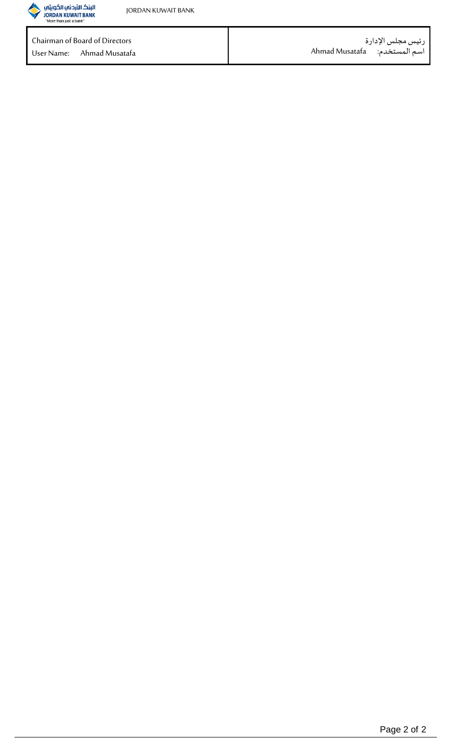| | |
|---|---|
| Chairman of Board of Directors<br>User Name: Ahmad Musatafa | رئيس مجلس الإدارة<br>اسم المستخدم: Ahmad Musatafa |